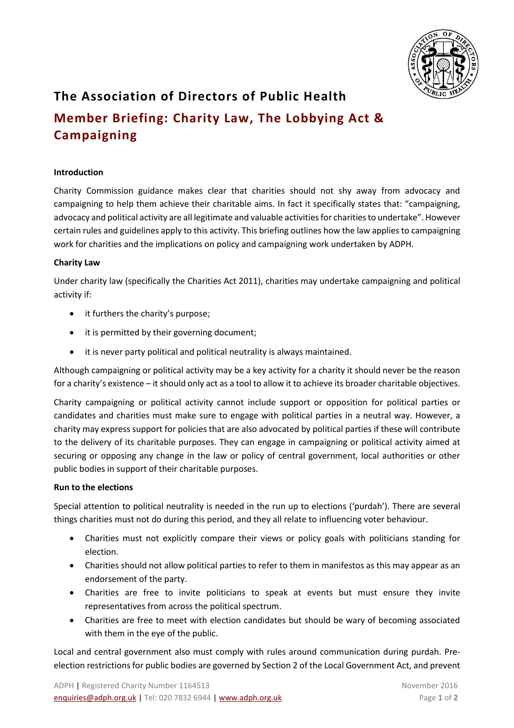# The Association of Directors of Public Health

## Member Briefing: Charity Law, The Lobbying Act & Campaigning

**Introduction**

Charity Commission guidance makes clear that charities should not shy away from advocacy and campaigning to help them achieve their charitable aims. In fact it specifically states that: "campaigning, advocacy and political activity are all legitimate and valuable activities for charities to undertake". However certain rules and guidelines apply to this activity. This briefing outlines how the law applies to campaigning work for charities and the implications on policy and campaigning work undertaken by ADPH.

**Charity Law**

Under charity law (specifically the Charities Act 2011), charities may undertake campaigning and political activity if:

- it furthers the charity's purpose;
- it is permitted by their governing document;
- it is never party political and political neutrality is always maintained.

Although campaigning or political activity may be a key activity for a charity it should never be the reason for a charity's existence – it should only act as a tool to allow it to achieve its broader charitable objectives.

Charity campaigning or political activity cannot include support or opposition for political parties or candidates and charities must make sure to engage with political parties in a neutral way. However, a charity may express support for policies that are also advocated by political parties if these will contribute to the delivery of its charitable purposes. They can engage in campaigning or political activity aimed at securing or opposing any change in the law or policy of central government, local authorities or other public bodies in support of their charitable purposes.

**Run to the elections**

Special attention to political neutrality is needed in the run up to elections ('purdah'). There are several things charities must not do during this period, and they all relate to influencing voter behaviour.

- Charities must not explicitly compare their views or policy goals with politicians standing for election.
- Charities should not allow political parties to refer to them in manifestos as this may appear as an endorsement of the party.
- Charities are free to invite politicians to speak at events but must ensure they invite representatives from across the political spectrum.
- Charities are free to meet with election candidates but should be wary of becoming associated with them in the eye of the public.

Local and central government also must comply with rules around communication during purdah. Pre-election restrictions for public bodies are governed by Section 2 of the Local Government Act, and prevent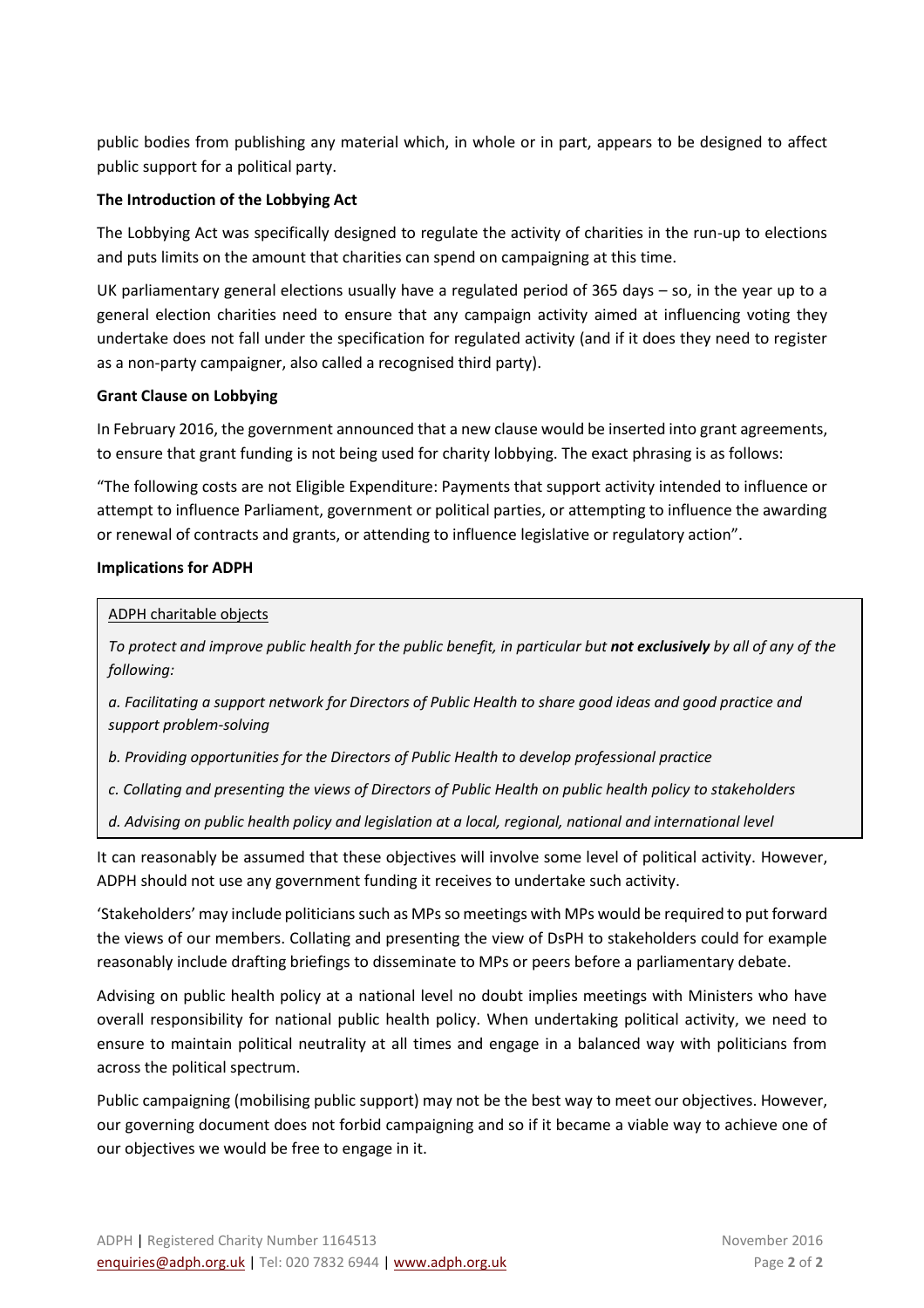public bodies from publishing any material which, in whole or in part, appears to be designed to affect public support for a political party.

**The Introduction of the Lobbying Act**

The Lobbying Act was specifically designed to regulate the activity of charities in the run-up to elections and puts limits on the amount that charities can spend on campaigning at this time.

UK parliamentary general elections usually have a regulated period of 365 days – so, in the year up to a general election charities need to ensure that any campaign activity aimed at influencing voting they undertake does not fall under the specification for regulated activity (and if it does they need to register as a non-party campaigner, also called a recognised third party).

**Grant Clause on Lobbying**

In February 2016, the government announced that a new clause would be inserted into grant agreements, to ensure that grant funding is not being used for charity lobbying. The exact phrasing is as follows:

"The following costs are not Eligible Expenditure: Payments that support activity intended to influence or attempt to influence Parliament, government or political parties, or attempting to influence the awarding or renewal of contracts and grants, or attending to influence legislative or regulatory action".

**Implications for ADPH**

ADPH charitable objects

*To protect and improve public health for the public benefit, in particular but **not exclusively** by all of any of the following:*

*a. Facilitating a support network for Directors of Public Health to share good ideas and good practice and support problem-solving*

*b. Providing opportunities for the Directors of Public Health to develop professional practice*

*c. Collating and presenting the views of Directors of Public Health on public health policy to stakeholders*

*d. Advising on public health policy and legislation at a local, regional, national and international level*

It can reasonably be assumed that these objectives will involve some level of political activity. However, ADPH should not use any government funding it receives to undertake such activity.

'Stakeholders' may include politicians such as MPs so meetings with MPs would be required to put forward the views of our members. Collating and presenting the view of DsPH to stakeholders could for example reasonably include drafting briefings to disseminate to MPs or peers before a parliamentary debate.

Advising on public health policy at a national level no doubt implies meetings with Ministers who have overall responsibility for national public health policy. When undertaking political activity, we need to ensure to maintain political neutrality at all times and engage in a balanced way with politicians from across the political spectrum.

Public campaigning (mobilising public support) may not be the best way to meet our objectives. However, our governing document does not forbid campaigning and so if it became a viable way to achieve one of our objectives we would be free to engage in it.